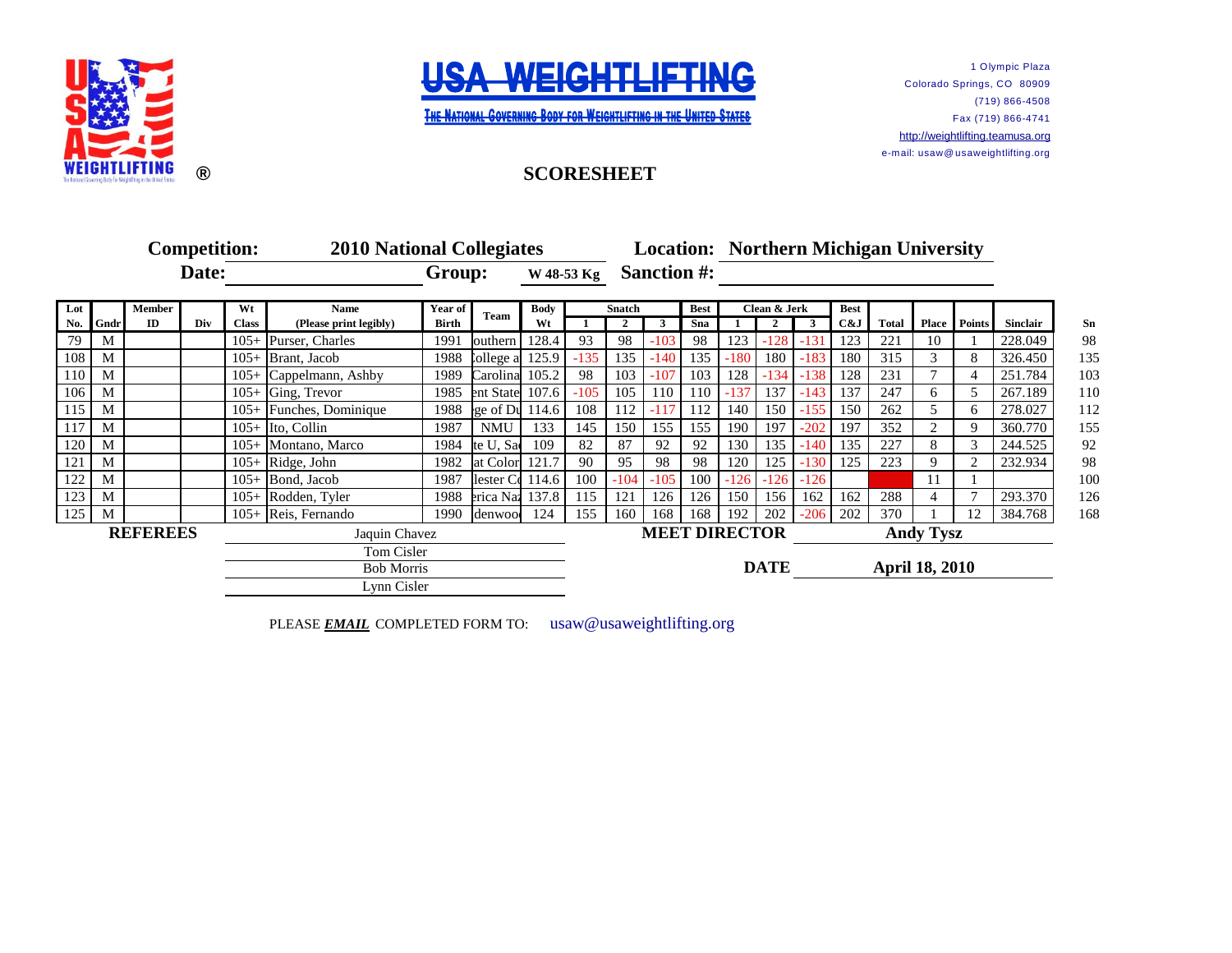# USA WEIGHTLIFTING

THE NATIONAL GOVERNING BODY FOR WEIGHTLIFTING IN THE UNITED STATES

1 Olympic Plaza
Colorado Springs, CO 80909
(719) 866-4508
Fax (719) 866-4741
http://weightlifting.teamusa.org
e-mail: usaw@usaweightlifting.org

## SCORESHEET

**Competition:** 2010 National Collegiates **Location:** Northern Michigan University

**Date:** **Group:** W 48-53 Kg **Sanction #:**

| Lot No. | Gndr | Member ID | Div | Wt Class | Name (Please print legibly) | Year of Birth | Team | Body Wt | Snatch 1 | Snatch 2 | Snatch 3 | Best Sna | Clean & Jerk 1 | Clean & Jerk 2 | Clean & Jerk 3 | Best C&J | Total | Place | Points | Sinclair | Sn |
|---|---|---|---|---|---|---|---|---|---|---|---|---|---|---|---|---|---|---|---|---|---|
| 79 | M | | | 105+ | Purser, Charles | 1991 | outhern | 128.4 | 93 | 98 | -103 | 98 | 123 | -128 | -131 | 123 | 221 | 10 | 1 | 228.049 | 98 |
| 108 | M | | | 105+ | Brant, Jacob | 1988 | college a | 125.9 | -135 | 135 | -140 | 135 | -180 | 180 | -183 | 180 | 315 | 3 | 8 | 326.450 | 135 |
| 110 | M | | | 105+ | Cappelmann, Ashby | 1989 | Carolina | 105.2 | 98 | 103 | -107 | 103 | 128 | -134 | -138 | 128 | 231 | 7 | 4 | 251.784 | 103 |
| 106 | M | | | 105+ | Ging, Trevor | 1985 | ent State | 107.6 | -105 | 105 | 110 | 110 | -137 | 137 | -143 | 137 | 247 | 6 | 5 | 267.189 | 110 |
| 115 | M | | | 105+ | Funches, Dominique | 1988 | ge of Du | 114.6 | 108 | 112 | -117 | 112 | 140 | 150 | -155 | 150 | 262 | 5 | 6 | 278.027 | 112 |
| 117 | M | | | 105+ | Ito, Collin | 1987 | NMU | 133 | 145 | 150 | 155 | 155 | 190 | 197 | -202 | 197 | 352 | 2 | 9 | 360.770 | 155 |
| 120 | M | | | 105+ | Montano, Marco | 1984 | te U, Sa | 109 | 82 | 87 | 92 | 92 | 130 | 135 | -140 | 135 | 227 | 8 | 3 | 244.525 | 92 |
| 121 | M | | | 105+ | Ridge, John | 1982 | at Color | 121.7 | 90 | 95 | 98 | 98 | 120 | 125 | -130 | 125 | 223 | 9 | 2 | 232.934 | 98 |
| 122 | M | | | 105+ | Bond, Jacob | 1987 | lester Co | 114.6 | 100 | -104 | -105 | 100 | -126 | -126 | -126 | | | 11 | 1 | | 100 |
| 123 | M | | | 105+ | Rodden, Tyler | 1988 | erica Na | 137.8 | 115 | 121 | 126 | 126 | 150 | 156 | 162 | 162 | 288 | 4 | 7 | 293.370 | 126 |
| 125 | M | | | 105+ | Reis, Fernando | 1990 | denwoo | 124 | 155 | 160 | 168 | 168 | 192 | 202 | -206 | 202 | 370 | 1 | 12 | 384.768 | 168 |

**REFEREES**

Jaquin Chavez
Tom Cisler
Bob Morris
Lynn Cisler

**MEET DIRECTOR** Andy Tysz

**DATE** April 18, 2010

PLEASE ***EMAIL*** COMPLETED FORM TO: usaw@usaweightlifting.org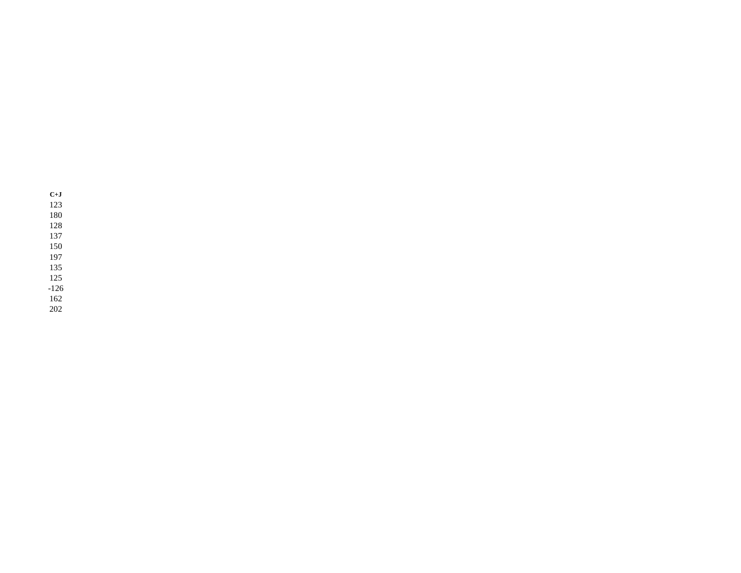| C+J |
| --- |
| 123 |
| 180 |
| 128 |
| 137 |
| 150 |
| 197 |
| 135 |
| 125 |
| -126 |
| 162 |
| 202 |